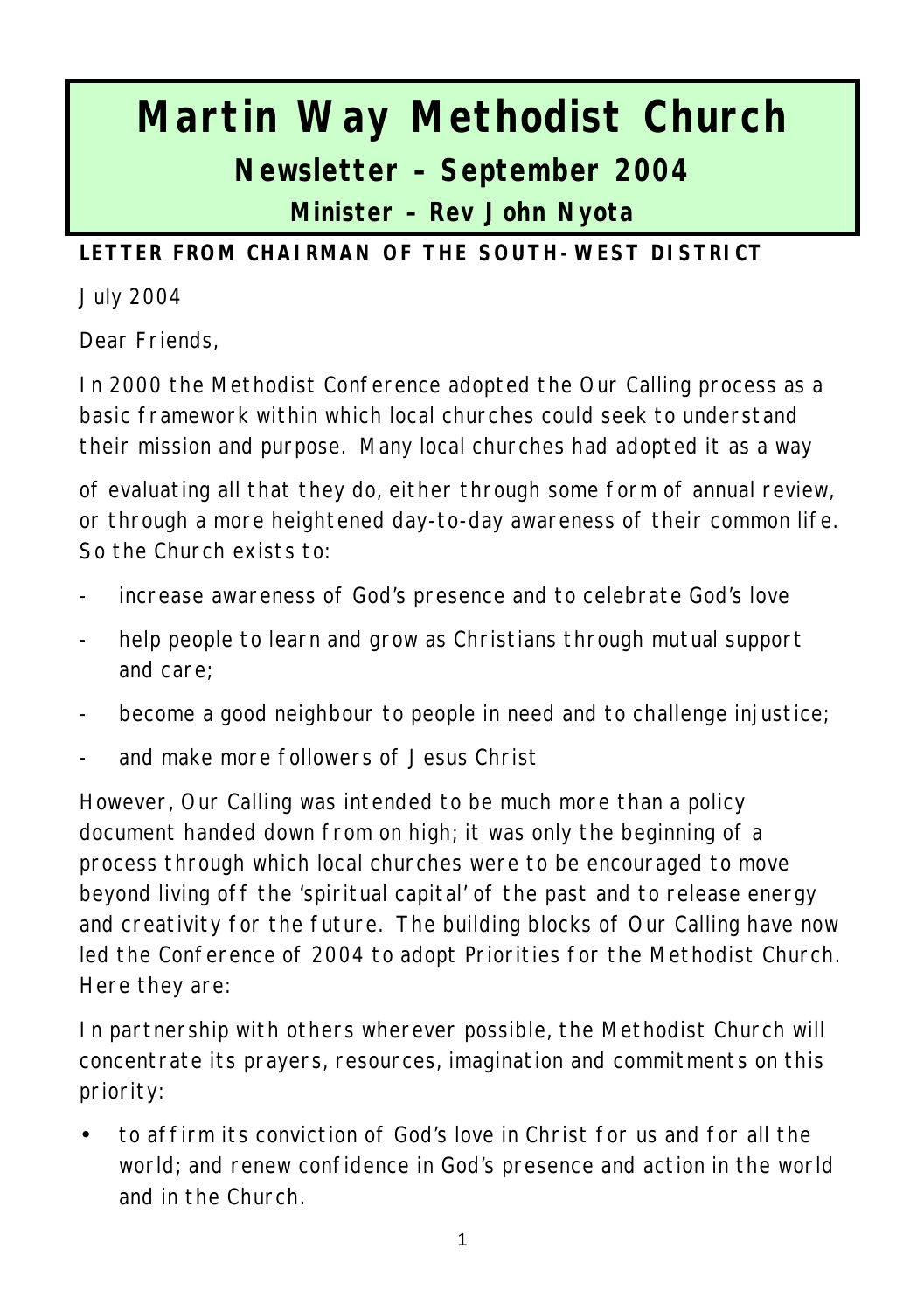# Martin Way Methodist Church

## Newsletter – September 2004

### Minister – Rev John Nyota

**LETTER FROM CHAIRMAN OF THE SOUTH-WEST DISTRICT**

July 2004

Dear Friends,

In 2000 the Methodist Conference adopted the Our Calling process as a basic framework within which local churches could seek to understand their mission and purpose. Many local churches had adopted it as a way of evaluating all that they do, either through some form of annual review, or through a more heightened day-to-day awareness of their common life. So the Church exists to:

- increase awareness of God's presence and to celebrate God's love
- help people to learn and grow as Christians through mutual support and care;
- become a good neighbour to people in need and to challenge injustice;
- and make more followers of Jesus Christ

However, Our Calling was intended to be much more than a policy document handed down from on high; it was only the beginning of a process through which local churches were to be encouraged to move beyond living off the 'spiritual capital' of the past and to release energy and creativity for the future. The building blocks of Our Calling have now led the Conference of 2004 to adopt Priorities for the Methodist Church. Here they are:

In partnership with others wherever possible, the Methodist Church will concentrate its prayers, resources, imagination and commitments on this priority:

- to affirm its conviction of God's love in Christ for us and for all the world; and renew confidence in God's presence and action in the world and in the Church.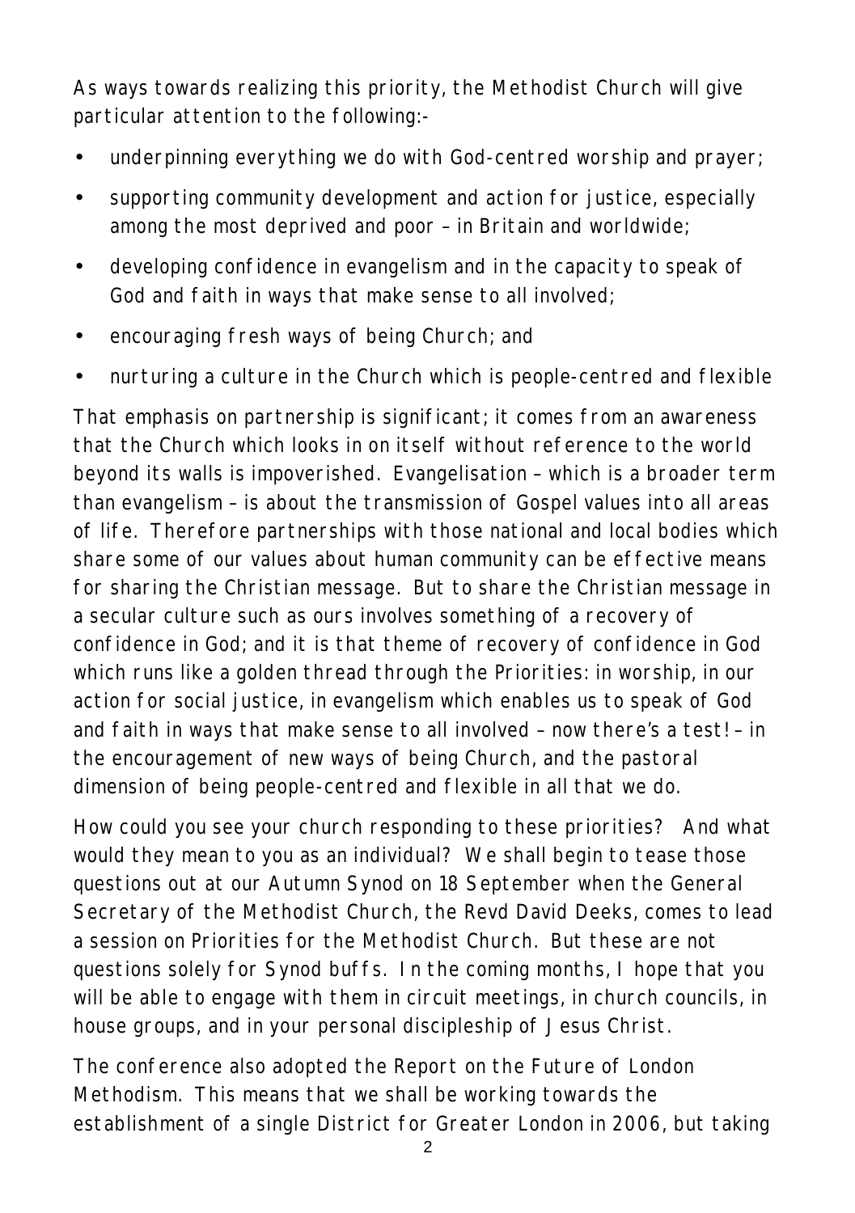As ways towards realizing this priority, the Methodist Church will give particular attention to the following:-

- underpinning everything we do with God-centred worship and prayer;
- supporting community development and action for justice, especially among the most deprived and poor – in Britain and worldwide;
- developing confidence in evangelism and in the capacity to speak of God and faith in ways that make sense to all involved;
- encouraging fresh ways of being Church; and
- nurturing a culture in the Church which is people-centred and flexible

That emphasis on partnership is significant; it comes from an awareness that the Church which looks in on itself without reference to the world beyond its walls is impoverished. Evangelisation – which is a broader term than evangelism – is about the transmission of Gospel values into all areas of life. Therefore partnerships with those national and local bodies which share some of our values about human community can be effective means for sharing the Christian message. But to share the Christian message in a secular culture such as ours involves something of a recovery of confidence in God; and it is that theme of recovery of confidence in God which runs like a golden thread through the Priorities: in worship, in our action for social justice, in evangelism which enables us to speak of God and faith in ways that make sense to all involved – now there's a test! – in the encouragement of new ways of being Church, and the pastoral dimension of being people-centred and flexible in all that we do.

How could you see your church responding to these priorities? And what would they mean to you as an individual? We shall begin to tease those questions out at our Autumn Synod on 18 September when the General Secretary of the Methodist Church, the Revd David Deeks, comes to lead a session on Priorities for the Methodist Church. But these are not questions solely for Synod buffs. In the coming months, I hope that you will be able to engage with them in circuit meetings, in church councils, in house groups, and in your personal discipleship of Jesus Christ.

The conference also adopted the Report on the Future of London Methodism. This means that we shall be working towards the establishment of a single District for Greater London in 2006, but taking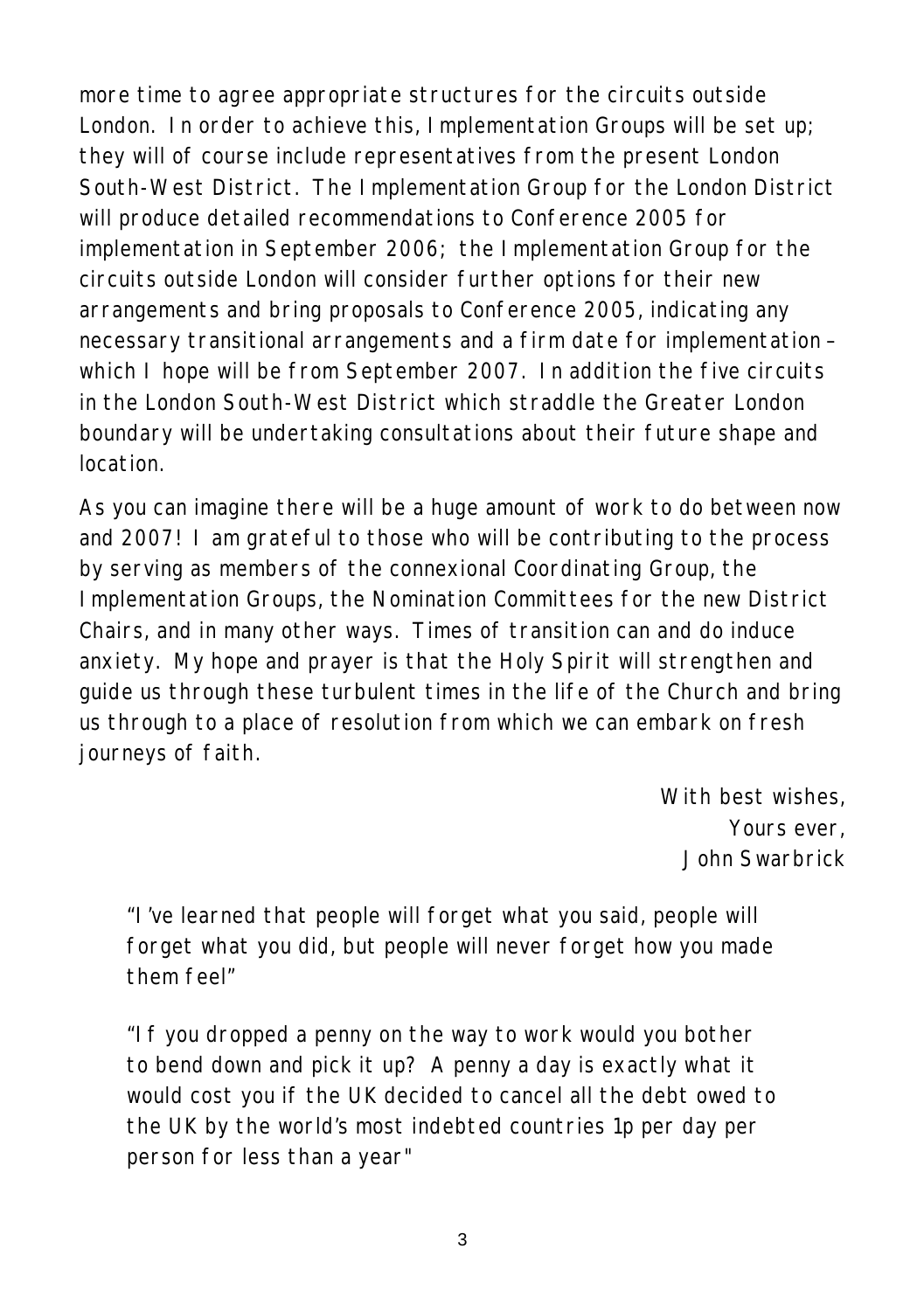more time to agree appropriate structures for the circuits outside London. In order to achieve this, Implementation Groups will be set up; they will of course include representatives from the present London South-West District. The Implementation Group for the London District will produce detailed recommendations to Conference 2005 for implementation in September 2006; the Implementation Group for the circuits outside London will consider further options for their new arrangements and bring proposals to Conference 2005, indicating any necessary transitional arrangements and a firm date for implementation – which I hope will be from September 2007. In addition the five circuits in the London South-West District which straddle the Greater London boundary will be undertaking consultations about their future shape and location.

As you can imagine there will be a huge amount of work to do between now and 2007! I am grateful to those who will be contributing to the process by serving as members of the connexional Coordinating Group, the Implementation Groups, the Nomination Committees for the new District Chairs, and in many other ways. Times of transition can and do induce anxiety. My hope and prayer is that the Holy Spirit will strengthen and guide us through these turbulent times in the life of the Church and bring us through to a place of resolution from which we can embark on fresh journeys of faith.

With best wishes,
Yours ever,
John Swarbrick

"I've learned that people will forget what you said, people will forget what you did, but people will never forget how you made them feel"

"If you dropped a penny on the way to work would you bother to bend down and pick it up? A penny a day is exactly what it would cost you if the UK decided to cancel all the debt owed to the UK by the world's most indebted countries 1p per day per person for less than a year"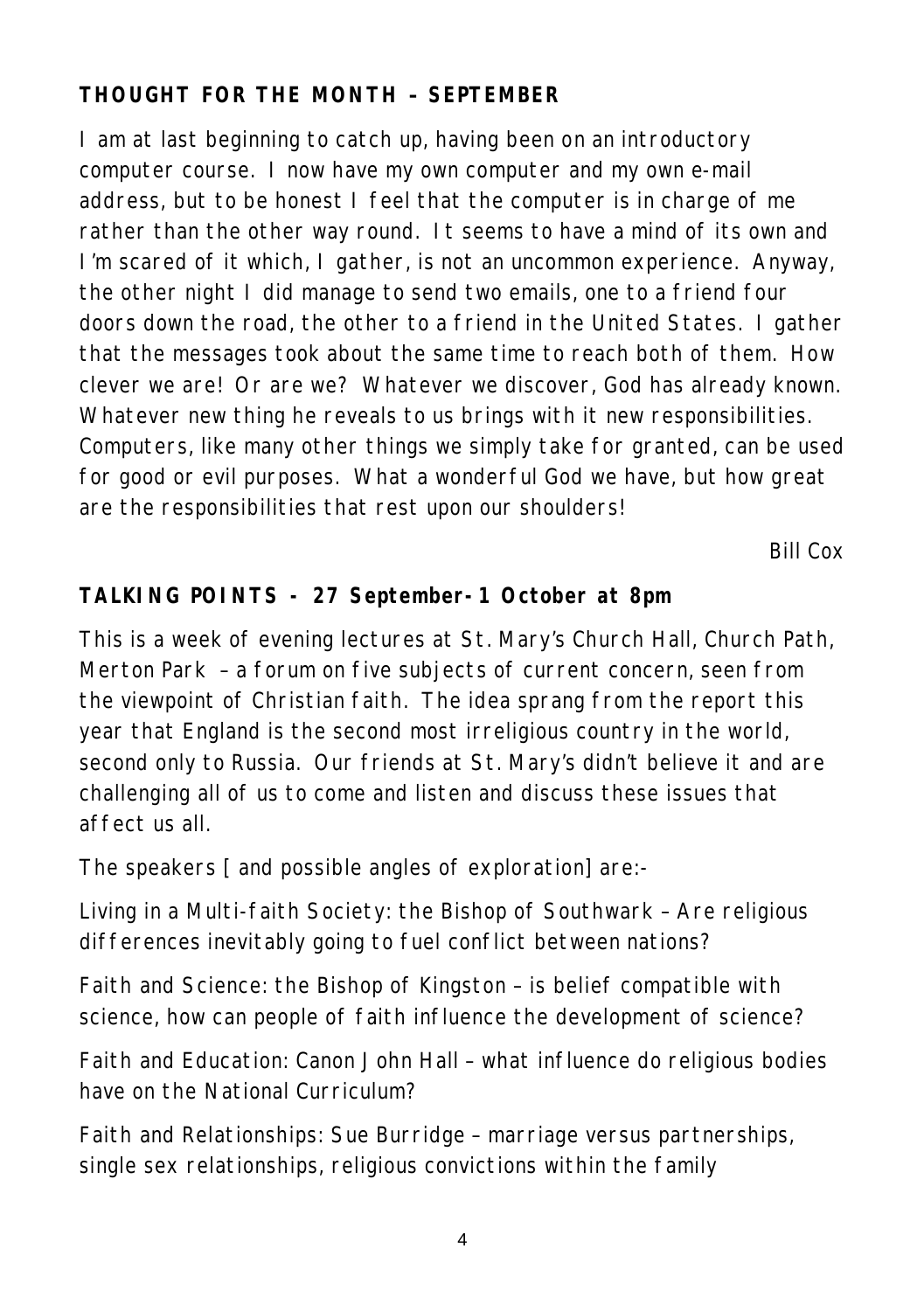**THOUGHT FOR THE MONTH – SEPTEMBER**

I am at last beginning to catch up, having been on an introductory computer course. I now have my own computer and my own e-mail address, but to be honest I feel that the computer is in charge of me rather than the other way round. It seems to have a mind of its own and I'm scared of it which, I gather, is not an uncommon experience. Anyway, the other night I did manage to send two emails, one to a friend four doors down the road, the other to a friend in the United States. I gather that the messages took about the same time to reach both of them. How clever we are! Or are we? Whatever we discover, God has already known. Whatever new thing he reveals to us brings with it new responsibilities. Computers, like many other things we simply take for granted, can be used for good or evil purposes. What a wonderful God we have, but how great are the responsibilities that rest upon our shoulders!

Bill Cox

**TALKING POINTS - 27 September-1 October at 8pm**

This is a week of evening lectures at St. Mary's Church Hall, Church Path, Merton Park – a forum on five subjects of current concern, seen from the viewpoint of Christian faith. The idea sprang from the report this year that England is the second most irreligious country in the world, second only to Russia. Our friends at St. Mary's didn't believe it and are challenging all of us to come and listen and discuss these issues that affect us all.

The speakers [and possible angles of exploration] are:-

Living in a Multi-faith Society: the Bishop of Southwark – Are religious differences inevitably going to fuel conflict between nations?

Faith and Science: the Bishop of Kingston – is belief compatible with science, how can people of faith influence the development of science?

Faith and Education: Canon John Hall – what influence do religious bodies have on the National Curriculum?

Faith and Relationships: Sue Burridge – marriage versus partnerships, single sex relationships, religious convictions within the family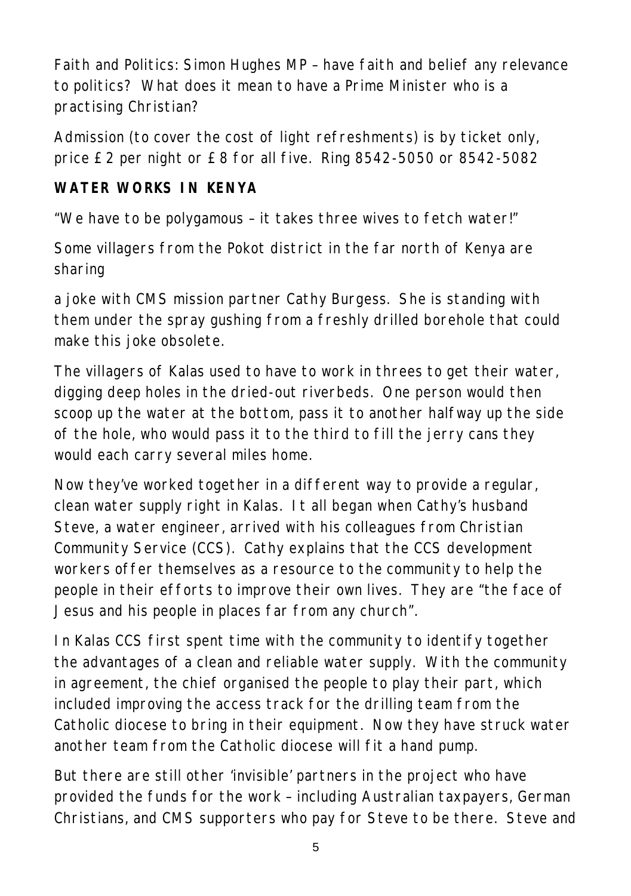Faith and Politics: Simon Hughes MP – have faith and belief any relevance to politics? What does it mean to have a Prime Minister who is a practising Christian?

Admission (to cover the cost of light refreshments) is by ticket only, price £2 per night or £8 for all five. Ring 8542-5050 or 8542-5082

**WATER WORKS IN KENYA**

"We have to be polygamous – it takes three wives to fetch water!"

Some villagers from the Pokot district in the far north of Kenya are sharing

a joke with CMS mission partner Cathy Burgess. She is standing with them under the spray gushing from a freshly drilled borehole that could make this joke obsolete.

The villagers of Kalas used to have to work in threes to get their water, digging deep holes in the dried-out riverbeds. One person would then scoop up the water at the bottom, pass it to another halfway up the side of the hole, who would pass it to the third to fill the jerry cans they would each carry several miles home.

Now they've worked together in a different way to provide a regular, clean water supply right in Kalas. It all began when Cathy's husband Steve, a water engineer, arrived with his colleagues from Christian Community Service (CCS). Cathy explains that the CCS development workers offer themselves as a resource to the community to help the people in their efforts to improve their own lives. They are "the face of Jesus and his people in places far from any church".

In Kalas CCS first spent time with the community to identify together the advantages of a clean and reliable water supply. With the community in agreement, the chief organised the people to play their part, which included improving the access track for the drilling team from the Catholic diocese to bring in their equipment. Now they have struck water another team from the Catholic diocese will fit a hand pump.

But there are still other 'invisible' partners in the project who have provided the funds for the work – including Australian taxpayers, German Christians, and CMS supporters who pay for Steve to be there. Steve and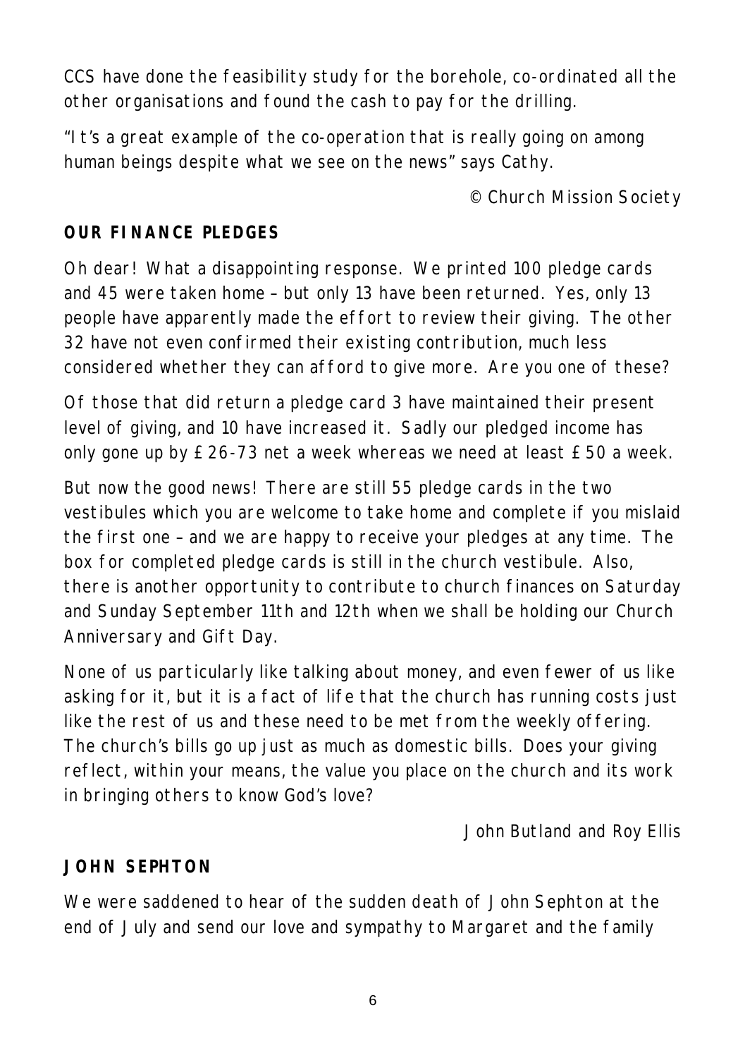CCS have done the feasibility study for the borehole, co-ordinated all the other organisations and found the cash to pay for the drilling.

"It's a great example of the co-operation that is really going on among human beings despite what we see on the news" says Cathy.

*© Church Mission Society*

**OUR FINANCE PLEDGES**

Oh dear! What a disappointing response. We printed 100 pledge cards and 45 were taken home – but only 13 have been returned. Yes, only 13 people have apparently made the effort to review their giving. The other 32 have not even confirmed their existing contribution, much less considered whether they can afford to give more. Are you one of these?

Of those that did return a pledge card 3 have maintained their present level of giving, and 10 have increased it. Sadly our pledged income has only gone up by £26-73 net a week whereas we need at least £50 a week.

But now the good news! There are still 55 pledge cards in the two vestibules which you are welcome to take home and complete if you mislaid the first one – and we are happy to receive your pledges at any time. The box for completed pledge cards is still in the church vestibule. Also, there is another opportunity to contribute to church finances on Saturday and Sunday September 11th and 12th when we shall be holding our Church Anniversary and Gift Day.

None of us particularly like talking about money, and even fewer of us like asking for it, but it is a fact of life that the church has running costs just like the rest of us and these need to be met from the weekly offering. The church's bills go up just as much as domestic bills. Does your giving reflect, within your means, the value you place on the church and its work in bringing others to know God's love?

*John Butland and Roy Ellis*

**JOHN SEPHTON**

We were saddened to hear of the sudden death of John Sephton at the end of July and send our love and sympathy to Margaret and the family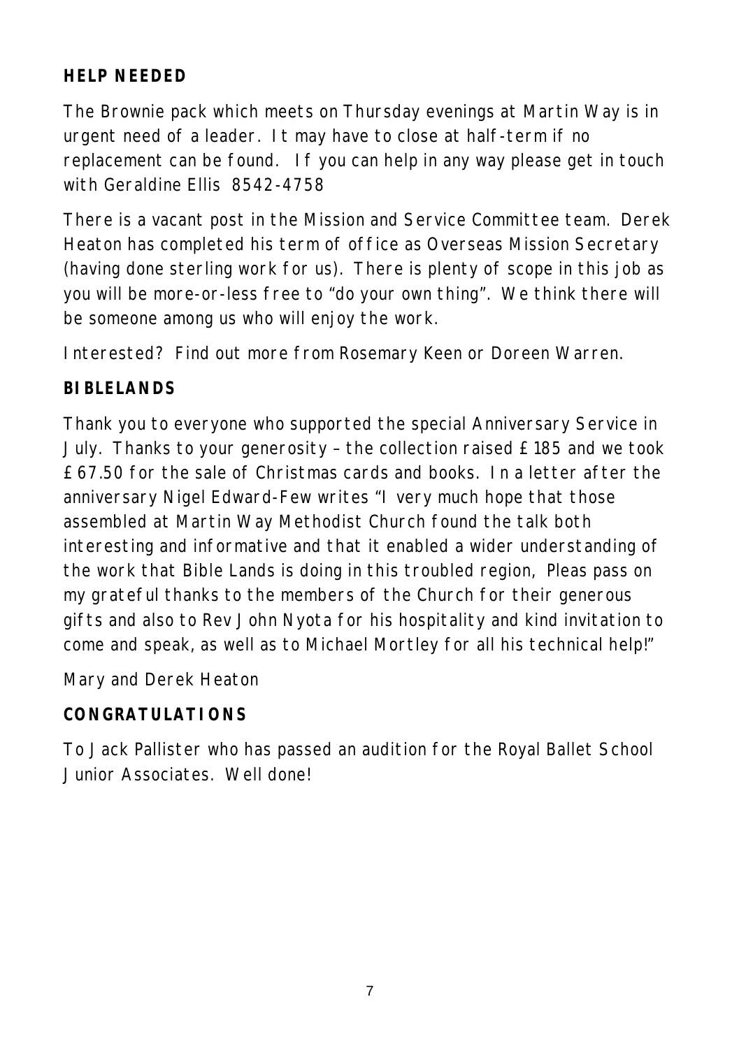**HELP NEEDED**

The Brownie pack which meets on Thursday evenings at Martin Way is in urgent need of a leader. It may have to close at half-term if no replacement can be found. If you can help in any way please get in touch with Geraldine Ellis 8542-4758

There is a vacant post in the Mission and Service Committee team. Derek Heaton has completed his term of office as Overseas Mission Secretary (having done sterling work for us). There is plenty of scope in this job as you will be more-or-less free to "do your own thing". We think there will be someone among us who will enjoy the work.

Interested? Find out more from Rosemary Keen or Doreen Warren.

**BIBLELANDS**

Thank you to everyone who supported the special Anniversary Service in July. Thanks to your generosity – the collection raised £185 and we took £67.50 for the sale of Christmas cards and books. In a letter after the anniversary Nigel Edward-Few writes "I very much hope that those assembled at Martin Way Methodist Church found the talk both interesting and informative and that it enabled a wider understanding of the work that Bible Lands is doing in this troubled region, Pleas pass on my grateful thanks to the members of the Church for their generous gifts and also to Rev John Nyota for his hospitality and kind invitation to come and speak, as well as to Michael Mortley for all his technical help!"

Mary and Derek Heaton

**CONGRATULATIONS**

To Jack Pallister who has passed an audition for the Royal Ballet School Junior Associates. Well done!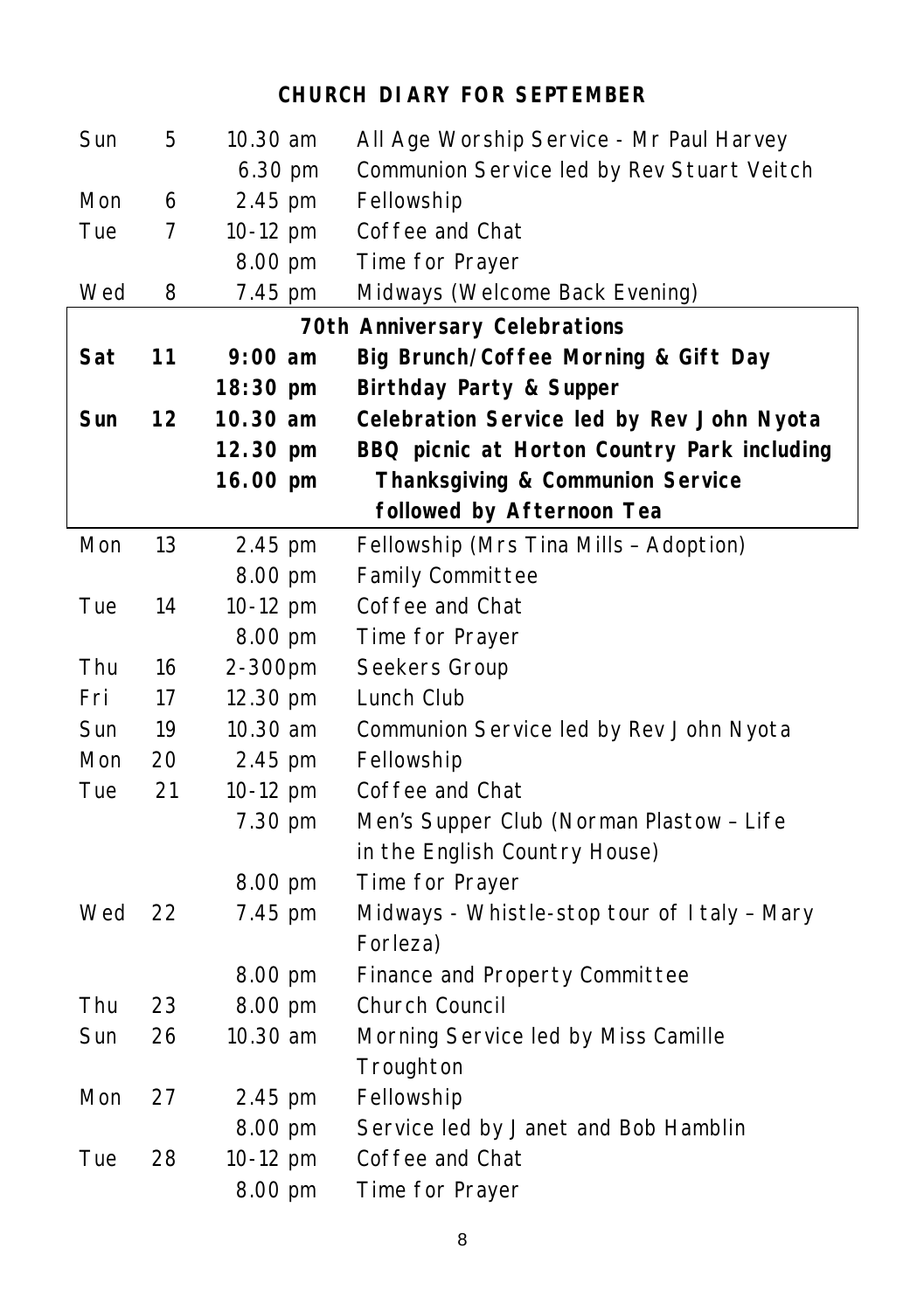# CHURCH DIARY FOR SEPTEMBER

| | | | |
|---|---|---|---|
| Sun | 5 | 10.30 am | All Age Worship Service - Mr Paul Harvey |
| | | 6.30 pm | Communion Service led by Rev Stuart Veitch |
| Mon | 6 | 2.45 pm | Fellowship |
| Tue | 7 | 10-12 pm | Coffee and Chat |
| | | 8.00 pm | Time for Prayer |
| Wed | 8 | 7.45 pm | Midways (Welcome Back Evening) |
| | | | **70th Anniversary Celebrations** |
| **Sat** | **11** | **9:00 am** | **Big Brunch/Coffee Morning & Gift Day** |
| | | **18:30 pm** | **Birthday Party & Supper** |
| **Sun** | **12** | **10.30 am** | **Celebration Service led by Rev John Nyota** |
| | | **12.30 pm** | **BBQ picnic at Horton Country Park including** |
| | | **16.00 pm** | **Thanksgiving & Communion Service followed by Afternoon Tea** |
| Mon | 13 | 2.45 pm | Fellowship (Mrs Tina Mills – Adoption) |
| | | 8.00 pm | Family Committee |
| Tue | 14 | 10-12 pm | Coffee and Chat |
| | | 8.00 pm | Time for Prayer |
| Thu | 16 | 2-300pm | Seekers Group |
| Fri | 17 | 12.30 pm | Lunch Club |
| Sun | 19 | 10.30 am | Communion Service led by Rev John Nyota |
| Mon | 20 | 2.45 pm | Fellowship |
| Tue | 21 | 10-12 pm | Coffee and Chat |
| | | 7.30 pm | Men's Supper Club (Norman Plastow – Life in the English Country House) |
| | | 8.00 pm | Time for Prayer |
| Wed | 22 | 7.45 pm | Midways - Whistle-stop tour of Italy – Mary Forleza) |
| | | 8.00 pm | Finance and Property Committee |
| Thu | 23 | 8.00 pm | Church Council |
| Sun | 26 | 10.30 am | Morning Service led by Miss Camille Troughton |
| Mon | 27 | 2.45 pm | Fellowship |
| | | 8.00 pm | Service led by Janet and Bob Hamblin |
| Tue | 28 | 10-12 pm | Coffee and Chat |
| | | 8.00 pm | Time for Prayer |